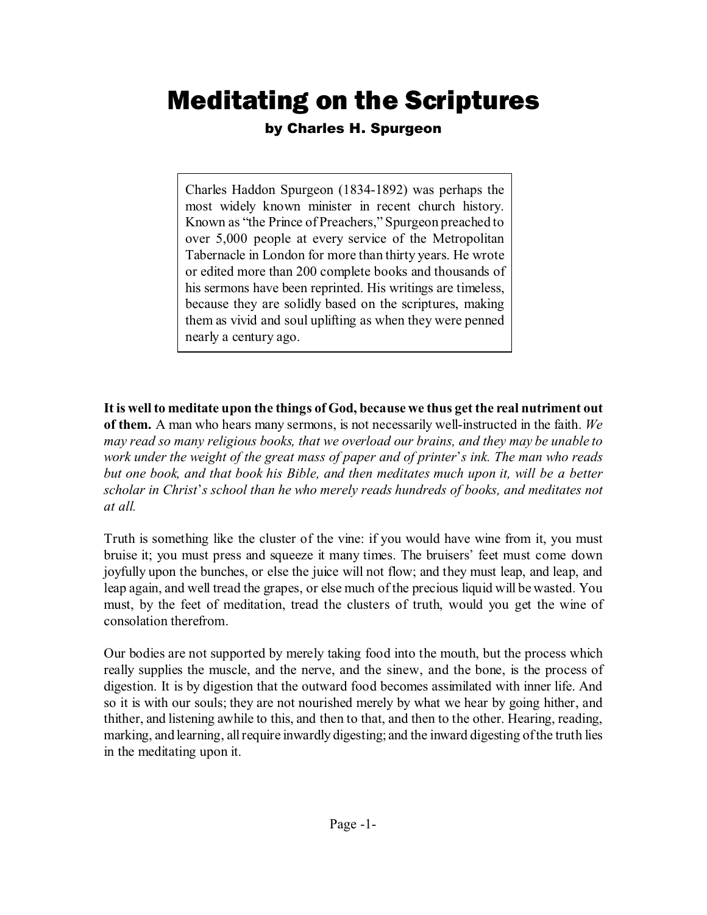# Meditating on the Scriptures

### by Charles H. Spurgeon

> Charles Haddon Spurgeon (1834-1892) was perhaps the most widely known minister in recent church history. Known as "the Prince of Preachers," Spurgeon preached to over 5,000 people at every service of the Metropolitan Tabernacle in London for more than thirty years. He wrote or edited more than 200 complete books and thousands of his sermons have been reprinted. His writings are timeless, because they are solidly based on the scriptures, making them as vivid and soul uplifting as when they were penned nearly a century ago.

**It is well to meditate upon the things of God, because we thus get the real nutriment out of them.** A man who hears many sermons, is not necessarily well-instructed in the faith. *We may read so many religious books, that we overload our brains, and they may be unable to work under the weight of the great mass of paper and of printer's ink. The man who reads but one book, and that book his Bible, and then meditates much upon it, will be a better scholar in Christ's school than he who merely reads hundreds of books, and meditates not at all.*

Truth is something like the cluster of the vine: if you would have wine from it, you must bruise it; you must press and squeeze it many times. The bruisers' feet must come down joyfully upon the bunches, or else the juice will not flow; and they must leap, and leap, and leap again, and well tread the grapes, or else much of the precious liquid will be wasted. You must, by the feet of meditation, tread the clusters of truth, would you get the wine of consolation therefrom.

Our bodies are not supported by merely taking food into the mouth, but the process which really supplies the muscle, and the nerve, and the sinew, and the bone, is the process of digestion. It is by digestion that the outward food becomes assimilated with inner life. And so it is with our souls; they are not nourished merely by what we hear by going hither, and thither, and listening awhile to this, and then to that, and then to the other. Hearing, reading, marking, and learning, all require inwardly digesting; and the inward digesting of the truth lies in the meditating upon it.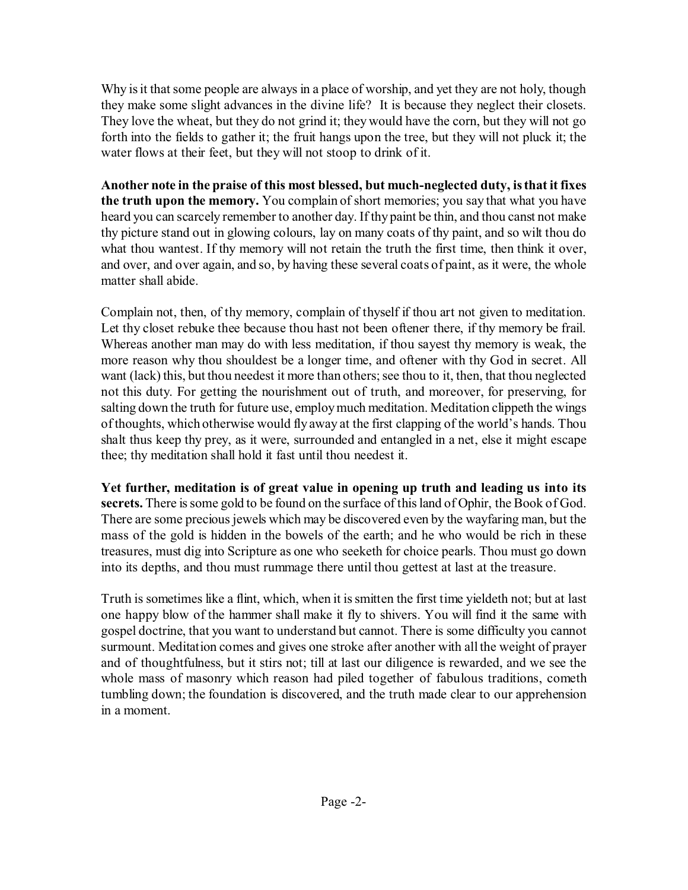Why is it that some people are always in a place of worship, and yet they are not holy, though they make some slight advances in the divine life? It is because they neglect their closets. They love the wheat, but they do not grind it; they would have the corn, but they will not go forth into the fields to gather it; the fruit hangs upon the tree, but they will not pluck it; the water flows at their feet, but they will not stoop to drink of it.

**Another note in the praise of this most blessed, but much-neglected duty, is that it fixes the truth upon the memory.** You complain of short memories; you say that what you have heard you can scarcely remember to another day. If thy paint be thin, and thou canst not make thy picture stand out in glowing colours, lay on many coats of thy paint, and so wilt thou do what thou wantest. If thy memory will not retain the truth the first time, then think it over, and over, and over again, and so, by having these several coats of paint, as it were, the whole matter shall abide.

Complain not, then, of thy memory, complain of thyself if thou art not given to meditation. Let thy closet rebuke thee because thou hast not been oftener there, if thy memory be frail. Whereas another man may do with less meditation, if thou sayest thy memory is weak, the more reason why thou shouldest be a longer time, and oftener with thy God in secret. All want (lack) this, but thou needest it more than others; see thou to it, then, that thou neglected not this duty. For getting the nourishment out of truth, and moreover, for preserving, for salting down the truth for future use, employ much meditation. Meditation clippeth the wings of thoughts, which otherwise would fly away at the first clapping of the world's hands. Thou shalt thus keep thy prey, as it were, surrounded and entangled in a net, else it might escape thee; thy meditation shall hold it fast until thou needest it.

**Yet further, meditation is of great value in opening up truth and leading us into its secrets.** There is some gold to be found on the surface of this land of Ophir, the Book of God. There are some precious jewels which may be discovered even by the wayfaring man, but the mass of the gold is hidden in the bowels of the earth; and he who would be rich in these treasures, must dig into Scripture as one who seeketh for choice pearls. Thou must go down into its depths, and thou must rummage there until thou gettest at last at the treasure.

Truth is sometimes like a flint, which, when it is smitten the first time yieldeth not; but at last one happy blow of the hammer shall make it fly to shivers. You will find it the same with gospel doctrine, that you want to understand but cannot. There is some difficulty you cannot surmount. Meditation comes and gives one stroke after another with all the weight of prayer and of thoughtfulness, but it stirs not; till at last our diligence is rewarded, and we see the whole mass of masonry which reason had piled together of fabulous traditions, cometh tumbling down; the foundation is discovered, and the truth made clear to our apprehension in a moment.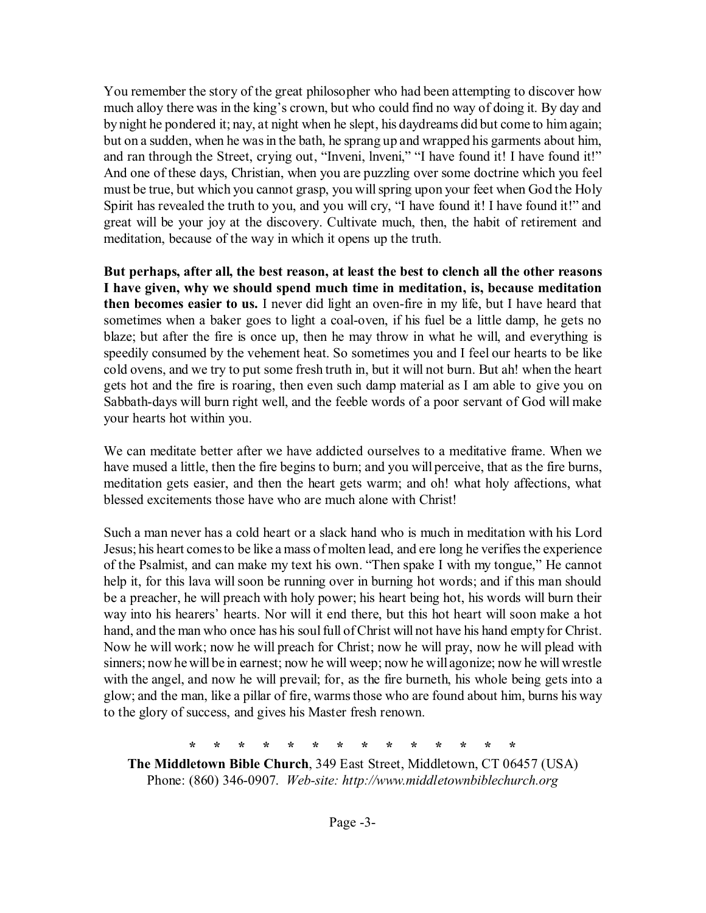You remember the story of the great philosopher who had been attempting to discover how much alloy there was in the king's crown, but who could find no way of doing it. By day and by night he pondered it; nay, at night when he slept, his daydreams did but come to him again; but on a sudden, when he was in the bath, he sprang up and wrapped his garments about him, and ran through the Street, crying out, "Inveni, lnveni," "I have found it! I have found it!" And one of these days, Christian, when you are puzzling over some doctrine which you feel must be true, but which you cannot grasp, you will spring upon your feet when God the Holy Spirit has revealed the truth to you, and you will cry, "I have found it! I have found it!" and great will be your joy at the discovery. Cultivate much, then, the habit of retirement and meditation, because of the way in which it opens up the truth.

**But perhaps, after all, the best reason, at least the best to clench all the other reasons I have given, why we should spend much time in meditation, is, because meditation then becomes easier to us.** I never did light an oven-fire in my life, but I have heard that sometimes when a baker goes to light a coal-oven, if his fuel be a little damp, he gets no blaze; but after the fire is once up, then he may throw in what he will, and everything is speedily consumed by the vehement heat. So sometimes you and I feel our hearts to be like cold ovens, and we try to put some fresh truth in, but it will not burn. But ah! when the heart gets hot and the fire is roaring, then even such damp material as I am able to give you on Sabbath-days will burn right well, and the feeble words of a poor servant of God will make your hearts hot within you.

We can meditate better after we have addicted ourselves to a meditative frame. When we have mused a little, then the fire begins to burn; and you will perceive, that as the fire burns, meditation gets easier, and then the heart gets warm; and oh! what holy affections, what blessed excitements those have who are much alone with Christ!

Such a man never has a cold heart or a slack hand who is much in meditation with his Lord Jesus; his heart comes to be like a mass of molten lead, and ere long he verifies the experience of the Psalmist, and can make my text his own. "Then spake I with my tongue," He cannot help it, for this lava will soon be running over in burning hot words; and if this man should be a preacher, he will preach with holy power; his heart being hot, his words will burn their way into his hearers' hearts. Nor will it end there, but this hot heart will soon make a hot hand, and the man who once has his soul full of Christ will not have his hand empty for Christ. Now he will work; now he will preach for Christ; now he will pray, now he will plead with sinners; now he will be in earnest; now he will weep; now he will agonize; now he will wrestle with the angel, and now he will prevail; for, as the fire burneth, his whole being gets into a glow; and the man, like a pillar of fire, warms those who are found about him, burns his way to the glory of success, and gives his Master fresh renown.

\* \* \* \* \* \* \* \* \* \* \* \* \* \* \* \*

**The Middletown Bible Church**, 349 East Street, Middletown, CT 06457 (USA)
Phone: (860) 346-0907. *Web-site: http://www.middletownbiblechurch.org*